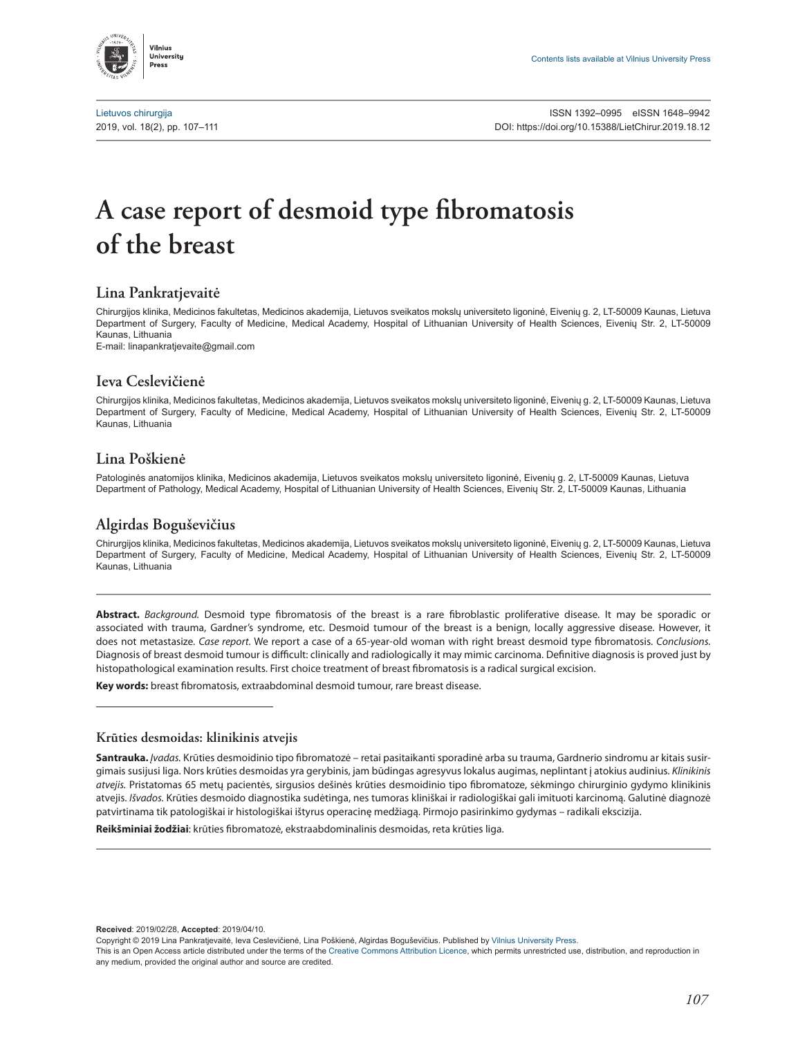Contents lists available at Vilnius University Press

Lietuvos chirurgija
2019, vol. 18(2), pp. 107–111

ISSN 1392–0995 eISSN 1648–9942
DOI: https://doi.org/10.15388/LietChirur.2019.18.12

# A case report of desmoid type fibromatosis of the breast

## Lina Pankratjevaitė

Chirurgijos klinika, Medicinos fakultetas, Medicinos akademija, Lietuvos sveikatos mokslų universiteto ligoninė, Eivenių g. 2, LT-50009 Kaunas, Lietuva
Department of Surgery, Faculty of Medicine, Medical Academy, Hospital of Lithuanian University of Health Sciences, Eivenių Str. 2, LT-50009 Kaunas, Lithuania
E-mail: linapankratjevaite@gmail.com

## Ieva Ceslevičienė

Chirurgijos klinika, Medicinos fakultetas, Medicinos akademija, Lietuvos sveikatos mokslų universiteto ligoninė, Eivenių g. 2, LT-50009 Kaunas, Lietuva
Department of Surgery, Faculty of Medicine, Medical Academy, Hospital of Lithuanian University of Health Sciences, Eivenių Str. 2, LT-50009 Kaunas, Lithuania

## Lina Poškienė

Patologinės anatomijos klinika, Medicinos akademija, Lietuvos sveikatos mokslų universiteto ligoninė, Eivenių g. 2, LT-50009 Kaunas, Lietuva
Department of Pathology, Medical Academy, Hospital of Lithuanian University of Health Sciences, Eivenių Str. 2, LT-50009 Kaunas, Lithuania

## Algirdas Boguševičius

Chirurgijos klinika, Medicinos fakultetas, Medicinos akademija, Lietuvos sveikatos mokslų universiteto ligoninė, Eivenių g. 2, LT-50009 Kaunas, Lietuva
Department of Surgery, Faculty of Medicine, Medical Academy, Hospital of Lithuanian University of Health Sciences, Eivenių Str. 2, LT-50009 Kaunas, Lithuania

**Abstract.** *Background.* Desmoid type fibromatosis of the breast is a rare fibroblastic proliferative disease. It may be sporadic or associated with trauma, Gardner's syndrome, etc. Desmoid tumour of the breast is a benign, locally aggressive disease. However, it does not metastasize. *Case report.* We report a case of a 65-year-old woman with right breast desmoid type fibromatosis. *Conclusions.* Diagnosis of breast desmoid tumour is difficult: clinically and radiologically it may mimic carcinoma. Definitive diagnosis is proved just by histopathological examination results. First choice treatment of breast fibromatosis is a radical surgical excision.

**Key words:** breast fibromatosis, extraabdominal desmoid tumour, rare breast disease.

### Krūties desmoidas: klinikinis atvejis

**Santrauka.** *Įvadas.* Krūties desmoidinio tipo fibromatozė – retai pasitaikanti sporadinė arba su trauma, Gardnerio sindromu ar kitais susirgimais susijusi liga. Nors krūties desmoidas yra gerybinis, jam būdingas agresyvus lokalus augimas, neplintant į atokius audinius. *Klinikinis atvejis.* Pristatomas 65 metų pacientės, sirgusios dešinės krūties desmoidinio tipo fibromatoze, sėkmingo chirurginio gydymo klinikinis atvejis. *Išvados.* Krūties desmoido diagnostika sudėtinga, nes tumoras kliniškai ir radiologiškai gali imituoti karcinomą. Galutinė diagnozė patvirtinama tik patologiškai ir histologiškai ištyrus operacinę medžiagą. Pirmojo pasirinkimo gydymas – radikali ekscizija.

**Reikšminiai žodžiai**: krūties fibromatozė, ekstraabdominalinis desmoidas, reta krūties liga.

**Received**: 2019/02/28, **Accepted**: 2019/04/10.
Copyright © 2019 Lina Pankratjevaitė, Ieva Ceslevičienė, Lina Poškienė, Algirdas Boguševičius. Published by Vilnius University Press.
This is an Open Access article distributed under the terms of the Creative Commons Attribution Licence, which permits unrestricted use, distribution, and reproduction in any medium, provided the original author and source are credited.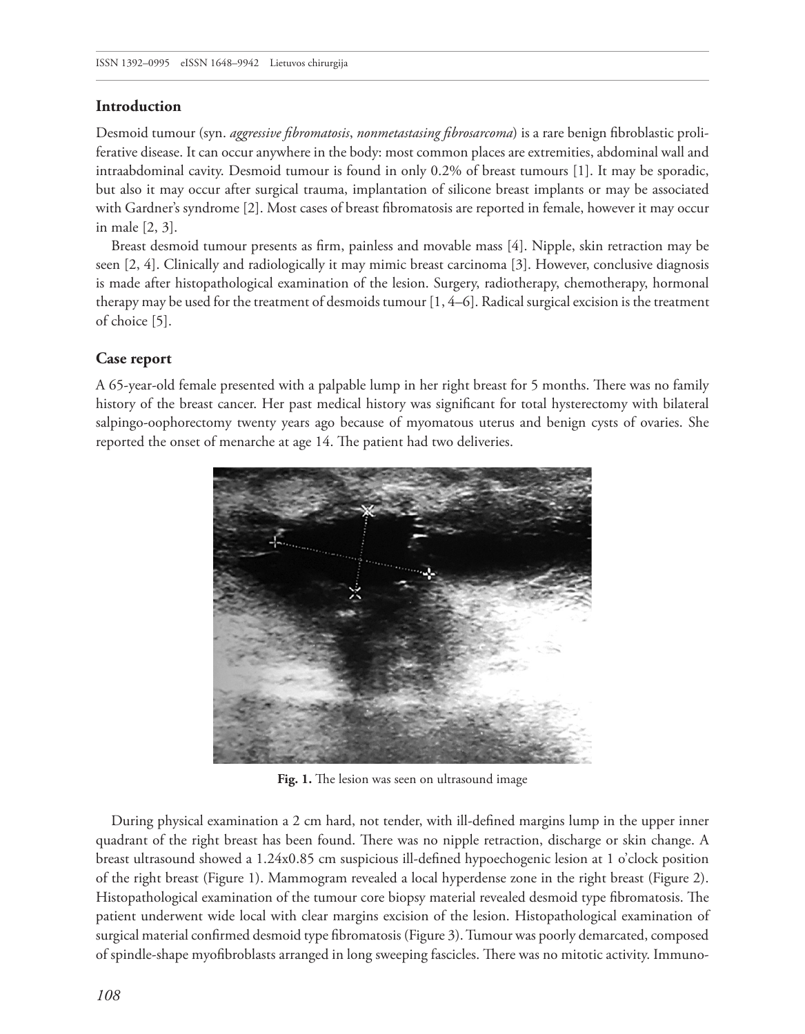## Introduction

Desmoid tumour (syn. *aggressive fibromatosis*, *nonmetastasing fibrosarcoma*) is a rare benign fibroblastic proliferative disease. It can occur anywhere in the body: most common places are extremities, abdominal wall and intraabdominal cavity. Desmoid tumour is found in only 0.2% of breast tumours [1]. It may be sporadic, but also it may occur after surgical trauma, implantation of silicone breast implants or may be associated with Gardner's syndrome [2]. Most cases of breast fibromatosis are reported in female, however it may occur in male [2, 3].

Breast desmoid tumour presents as firm, painless and movable mass [4]. Nipple, skin retraction may be seen [2, 4]. Clinically and radiologically it may mimic breast carcinoma [3]. However, conclusive diagnosis is made after histopathological examination of the lesion. Surgery, radiotherapy, chemotherapy, hormonal therapy may be used for the treatment of desmoids tumour [1, 4–6]. Radical surgical excision is the treatment of choice [5].

## Case report

A 65-year-old female presented with a palpable lump in her right breast for 5 months. There was no family history of the breast cancer. Her past medical history was significant for total hysterectomy with bilateral salpingo-oophorectomy twenty years ago because of myomatous uterus and benign cysts of ovaries. She reported the onset of menarche at age 14. The patient had two deliveries.

**Fig. 1.** The lesion was seen on ultrasound image

During physical examination a 2 cm hard, not tender, with ill-defined margins lump in the upper inner quadrant of the right breast has been found. There was no nipple retraction, discharge or skin change. A breast ultrasound showed a 1.24x0.85 cm suspicious ill-defined hypoechogenic lesion at 1 o'clock position of the right breast (Figure 1). Mammogram revealed a local hyperdense zone in the right breast (Figure 2). Histopathological examination of the tumour core biopsy material revealed desmoid type fibromatosis. The patient underwent wide local with clear margins excision of the lesion. Histopathological examination of surgical material confirmed desmoid type fibromatosis (Figure 3). Tumour was poorly demarcated, composed of spindle-shape myofibroblasts arranged in long sweeping fascicles. There was no mitotic activity. Immuno-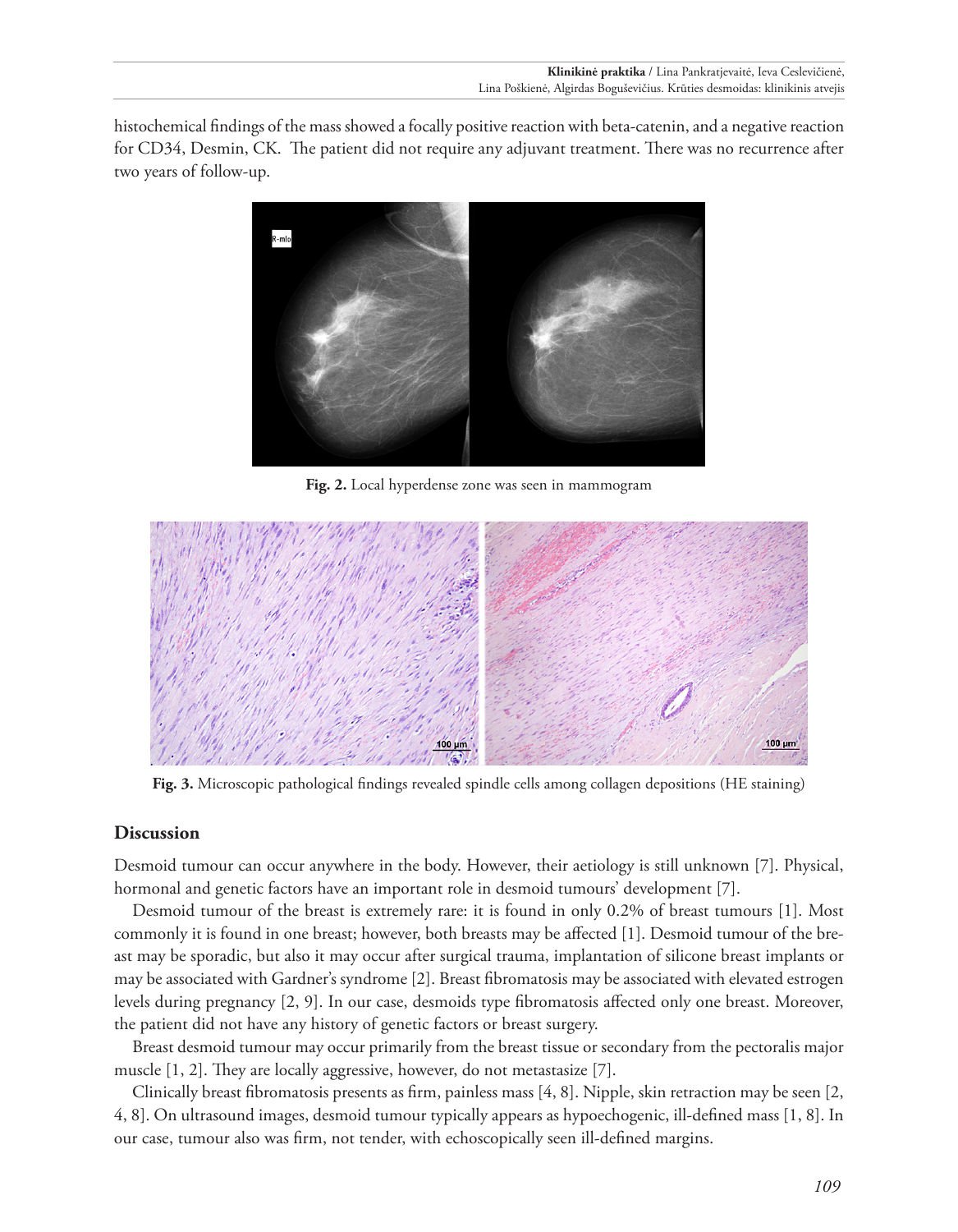histochemical findings of the mass showed a focally positive reaction with beta-catenin, and a negative reaction for CD34, Desmin, CK.  The patient did not require any adjuvant treatment. There was no recurrence after two years of follow-up.

**Fig. 2.** Local hyperdense zone was seen in mammogram

**Fig. 3.** Microscopic pathological findings revealed spindle cells among collagen depositions (HE staining)

## Discussion

Desmoid tumour can occur anywhere in the body. However, their aetiology is still unknown [7]. Physical, hormonal and genetic factors have an important role in desmoid tumours' development [7].

Desmoid tumour of the breast is extremely rare: it is found in only 0.2% of breast tumours [1]. Most commonly it is found in one breast; however, both breasts may be affected [1]. Desmoid tumour of the breast may be sporadic, but also it may occur after surgical trauma, implantation of silicone breast implants or may be associated with Gardner's syndrome [2]. Breast fibromatosis may be associated with elevated estrogen levels during pregnancy [2, 9]. In our case, desmoids type fibromatosis affected only one breast. Moreover, the patient did not have any history of genetic factors or breast surgery.

Breast desmoid tumour may occur primarily from the breast tissue or secondary from the pectoralis major muscle [1, 2]. They are locally aggressive, however, do not metastasize [7].

Clinically breast fibromatosis presents as firm, painless mass [4, 8]. Nipple, skin retraction may be seen [2, 4, 8]. On ultrasound images, desmoid tumour typically appears as hypoechogenic, ill-defined mass [1, 8]. In our case, tumour also was firm, not tender, with echoscopically seen ill-defined margins.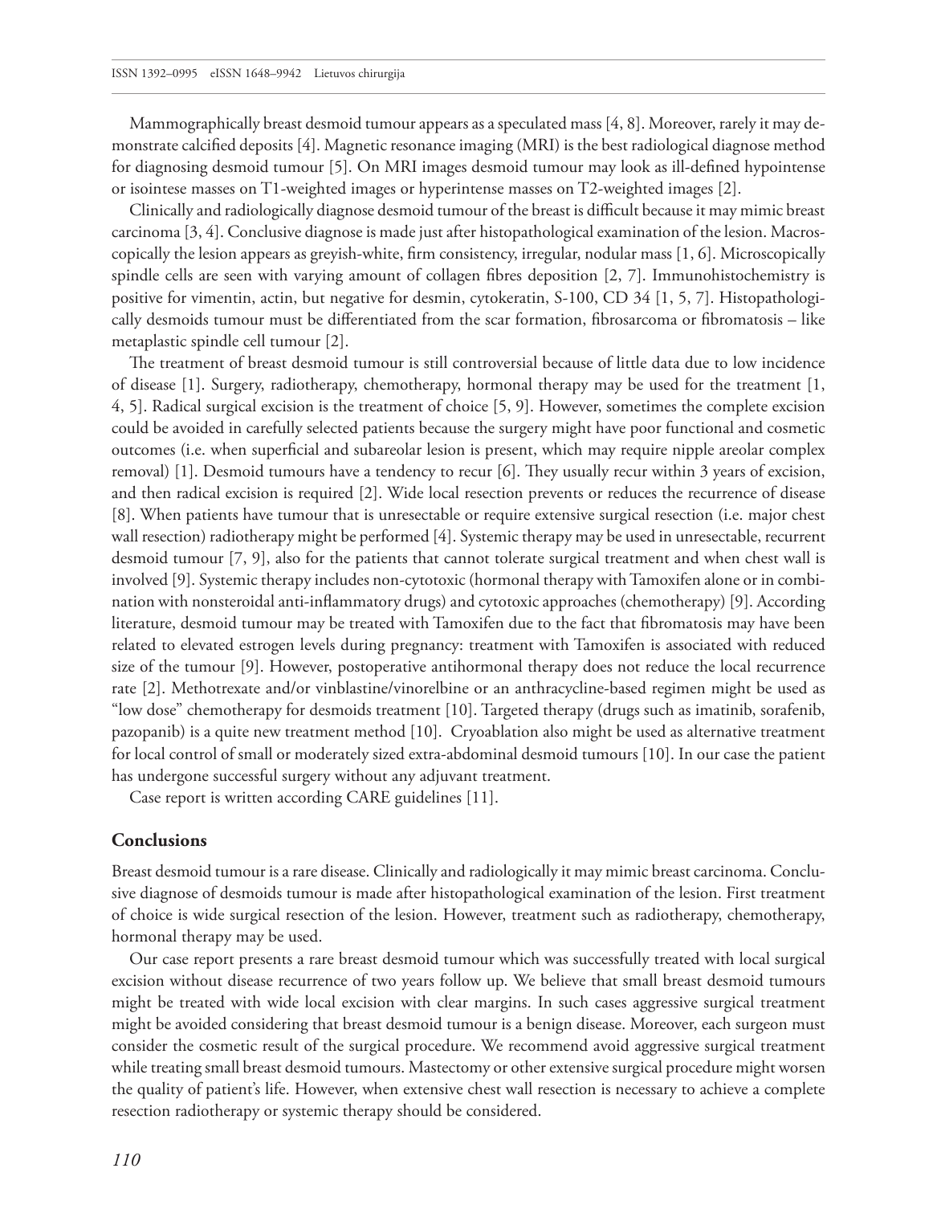Mammographically breast desmoid tumour appears as a speculated mass [4, 8]. Moreover, rarely it may demonstrate calcified deposits [4]. Magnetic resonance imaging (MRI) is the best radiological diagnose method for diagnosing desmoid tumour [5]. On MRI images desmoid tumour may look as ill-defined hypointense or isointese masses on T1-weighted images or hyperintense masses on T2-weighted images [2].

Clinically and radiologically diagnose desmoid tumour of the breast is difficult because it may mimic breast carcinoma [3, 4]. Conclusive diagnose is made just after histopathological examination of the lesion. Macroscopically the lesion appears as greyish-white, firm consistency, irregular, nodular mass [1, 6]. Microscopically spindle cells are seen with varying amount of collagen fibres deposition [2, 7]. Immunohistochemistry is positive for vimentin, actin, but negative for desmin, cytokeratin, S-100, CD 34 [1, 5, 7]. Histopathologically desmoids tumour must be differentiated from the scar formation, fibrosarcoma or fibromatosis – like metaplastic spindle cell tumour [2].

The treatment of breast desmoid tumour is still controversial because of little data due to low incidence of disease [1]. Surgery, radiotherapy, chemotherapy, hormonal therapy may be used for the treatment [1, 4, 5]. Radical surgical excision is the treatment of choice [5, 9]. However, sometimes the complete excision could be avoided in carefully selected patients because the surgery might have poor functional and cosmetic outcomes (i.e. when superficial and subareolar lesion is present, which may require nipple areolar complex removal) [1]. Desmoid tumours have a tendency to recur [6]. They usually recur within 3 years of excision, and then radical excision is required [2]. Wide local resection prevents or reduces the recurrence of disease [8]. When patients have tumour that is unresectable or require extensive surgical resection (i.e. major chest wall resection) radiotherapy might be performed [4]. Systemic therapy may be used in unresectable, recurrent desmoid tumour [7, 9], also for the patients that cannot tolerate surgical treatment and when chest wall is involved [9]. Systemic therapy includes non-cytotoxic (hormonal therapy with Tamoxifen alone or in combination with nonsteroidal anti-inflammatory drugs) and cytotoxic approaches (chemotherapy) [9]. According literature, desmoid tumour may be treated with Tamoxifen due to the fact that fibromatosis may have been related to elevated estrogen levels during pregnancy: treatment with Tamoxifen is associated with reduced size of the tumour [9]. However, postoperative antihormonal therapy does not reduce the local recurrence rate [2]. Methotrexate and/or vinblastine/vinorelbine or an anthracycline-based regimen might be used as "low dose" chemotherapy for desmoids treatment [10]. Targeted therapy (drugs such as imatinib, sorafenib, pazopanib) is a quite new treatment method [10]. Cryoablation also might be used as alternative treatment for local control of small or moderately sized extra-abdominal desmoid tumours [10]. In our case the patient has undergone successful surgery without any adjuvant treatment.

Case report is written according CARE guidelines [11].

## Conclusions

Breast desmoid tumour is a rare disease. Clinically and radiologically it may mimic breast carcinoma. Conclusive diagnose of desmoids tumour is made after histopathological examination of the lesion. First treatment of choice is wide surgical resection of the lesion. However, treatment such as radiotherapy, chemotherapy, hormonal therapy may be used.

Our case report presents a rare breast desmoid tumour which was successfully treated with local surgical excision without disease recurrence of two years follow up. We believe that small breast desmoid tumours might be treated with wide local excision with clear margins. In such cases aggressive surgical treatment might be avoided considering that breast desmoid tumour is a benign disease. Moreover, each surgeon must consider the cosmetic result of the surgical procedure. We recommend avoid aggressive surgical treatment while treating small breast desmoid tumours. Mastectomy or other extensive surgical procedure might worsen the quality of patient's life. However, when extensive chest wall resection is necessary to achieve a complete resection radiotherapy or systemic therapy should be considered.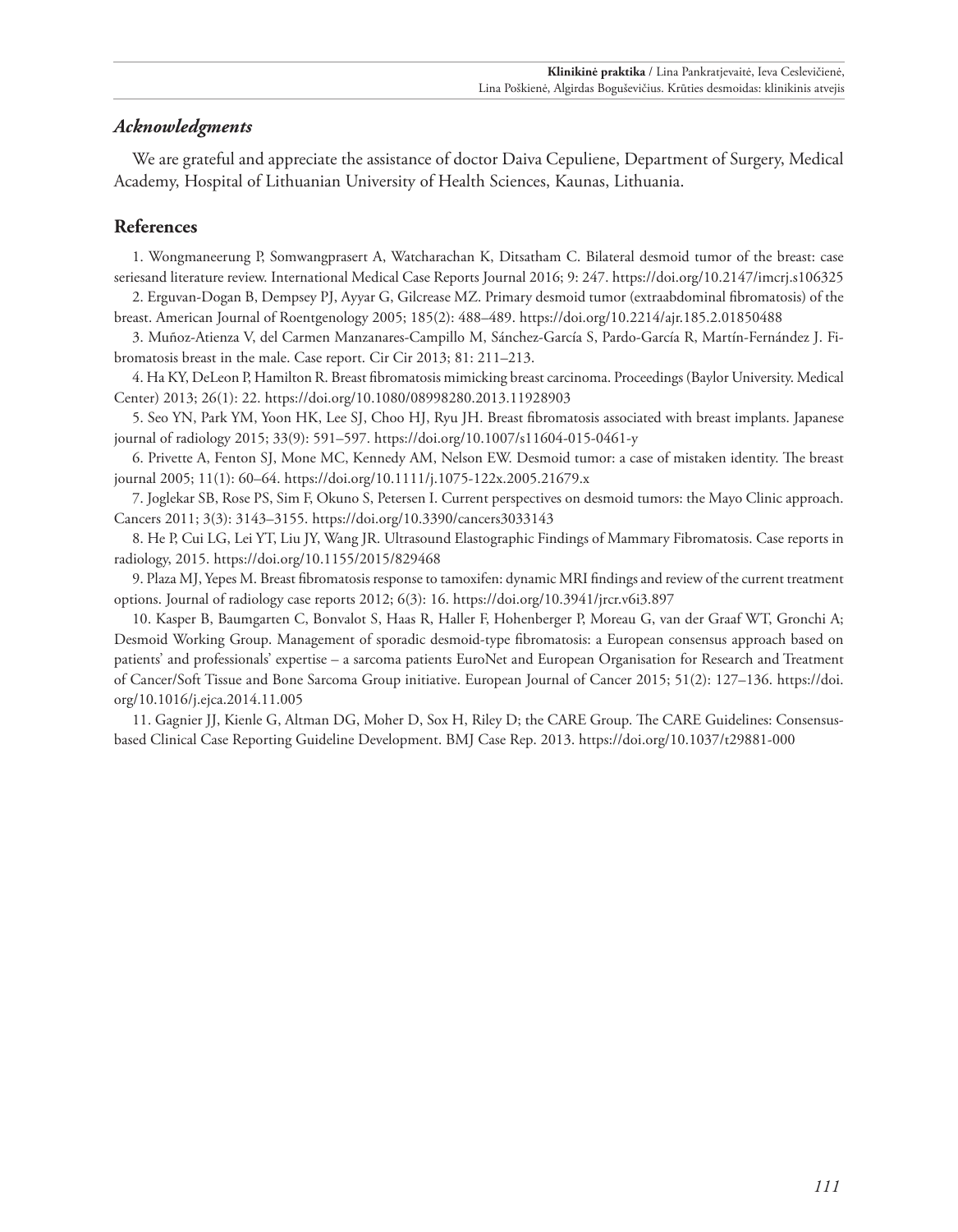## *Acknowledgments*

We are grateful and appreciate the assistance of doctor Daiva Cepuliene, Department of Surgery, Medical Academy, Hospital of Lithuanian University of Health Sciences, Kaunas, Lithuania.

## References

1. Wongmaneerung P, Somwangprasert A, Watcharachan K, Ditsatham C. Bilateral desmoid tumor of the breast: case seriesand literature review. International Medical Case Reports Journal 2016; 9: 247. https://doi.org/10.2147/imcrj.s106325
2. Erguvan-Dogan B, Dempsey PJ, Ayyar G, Gilcrease MZ. Primary desmoid tumor (extraabdominal fibromatosis) of the breast. American Journal of Roentgenology 2005; 185(2): 488–489. https://doi.org/10.2214/ajr.185.2.01850488
3. Muñoz-Atienza V, del Carmen Manzanares-Campillo M, Sánchez-García S, Pardo-García R, Martín-Fernández J. Fibromatosis breast in the male. Case report. Cir Cir 2013; 81: 211–213.
4. Ha KY, DeLeon P, Hamilton R. Breast fibromatosis mimicking breast carcinoma. Proceedings (Baylor University. Medical Center) 2013; 26(1): 22. https://doi.org/10.1080/08998280.2013.11928903
5. Seo YN, Park YM, Yoon HK, Lee SJ, Choo HJ, Ryu JH. Breast fibromatosis associated with breast implants. Japanese journal of radiology 2015; 33(9): 591–597. https://doi.org/10.1007/s11604-015-0461-y
6. Privette A, Fenton SJ, Mone MC, Kennedy AM, Nelson EW. Desmoid tumor: a case of mistaken identity. The breast journal 2005; 11(1): 60–64. https://doi.org/10.1111/j.1075-122x.2005.21679.x
7. Joglekar SB, Rose PS, Sim F, Okuno S, Petersen I. Current perspectives on desmoid tumors: the Mayo Clinic approach. Cancers 2011; 3(3): 3143–3155. https://doi.org/10.3390/cancers3033143
8. He P, Cui LG, Lei YT, Liu JY, Wang JR. Ultrasound Elastographic Findings of Mammary Fibromatosis. Case reports in radiology, 2015. https://doi.org/10.1155/2015/829468
9. Plaza MJ, Yepes M. Breast fibromatosis response to tamoxifen: dynamic MRI findings and review of the current treatment options. Journal of radiology case reports 2012; 6(3): 16. https://doi.org/10.3941/jrcr.v6i3.897
10. Kasper B, Baumgarten C, Bonvalot S, Haas R, Haller F, Hohenberger P, Moreau G, van der Graaf WT, Gronchi A; Desmoid Working Group. Management of sporadic desmoid-type fibromatosis: a European consensus approach based on patients' and professionals' expertise – a sarcoma patients EuroNet and European Organisation for Research and Treatment of Cancer/Soft Tissue and Bone Sarcoma Group initiative. European Journal of Cancer 2015; 51(2): 127–136. https://doi.org/10.1016/j.ejca.2014.11.005
11. Gagnier JJ, Kienle G, Altman DG, Moher D, Sox H, Riley D; the CARE Group. The CARE Guidelines: Consensus-based Clinical Case Reporting Guideline Development. BMJ Case Rep. 2013. https://doi.org/10.1037/t29881-000